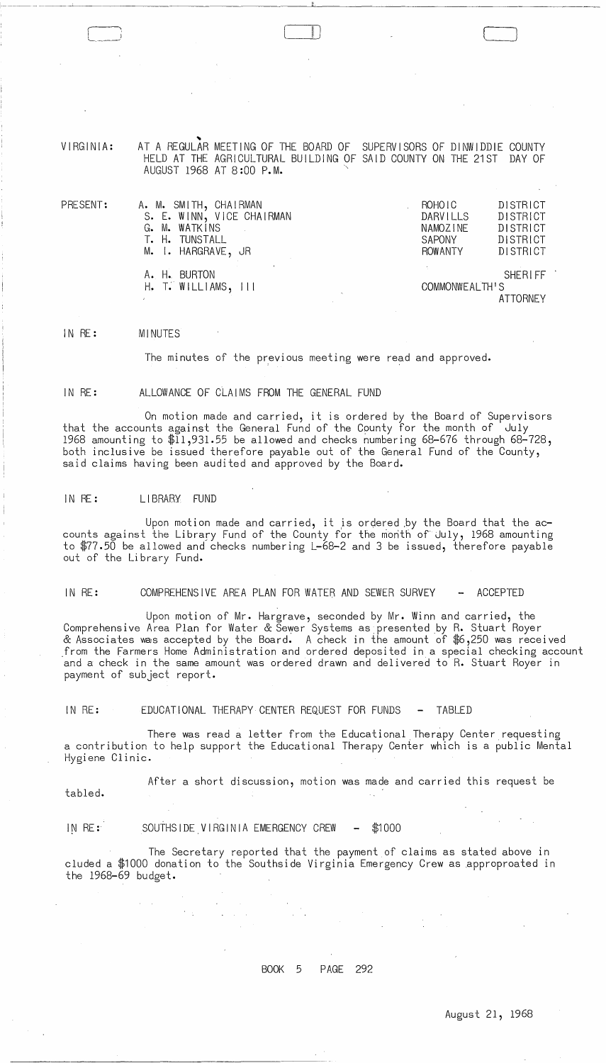VIRGINIA: AT A REGULAR MEETING OF THE BOARD OF SUPERVISORS OF DINWIDDIE COUNTY HELD AT THE AGRICULTURAL BUILDING OF SAID COUNTY ON THE 21ST DAY OF AUGUST 1968 AT 8:00 P.M.

| PRESENT: | | |
|---|---|---|
| | A. M. SMITH, CHAIRMAN | ROHOIC DISTRICT |
| | S. E. WINN, VICE CHAIRMAN | DARVILLS DISTRICT |
| | G. M. WATKINS | NAMOZINE DISTRICT |
| | T. H. TUNSTALL | SAPONY DISTRICT |
| | M. I. HARGRAVE, JR | ROWANTY DISTRICT |
| | A. H. BURTON | SHERIFF |
| | H. T. WILLIAMS, III | COMMONWEALTH'S ATTORNEY |

IN RE: MINUTES

The minutes of the previous meeting were read and approved.

IN RE: ALLOWANCE OF CLAIMS FROM THE GENERAL FUND

On motion made and carried, it is ordered by the Board of Supervisors that the accounts against the General Fund of the County for the month of July 1968 amounting to $11,931.55 be allowed and checks numbering 68-676 through 68-728, both inclusive be issued therefore payable out of the General Fund of the County, said claims having been audited and approved by the Board.

IN RE: LIBRARY FUND

Upon motion made and carried, it is ordered by the Board that the accounts against the Library Fund of the County for the month of July, 1968 amounting to $77.50 be allowed and checks numbering L-68-2 and 3 be issued, therefore payable out of the Library Fund.

IN RE: COMPREHENSIVE AREA PLAN FOR WATER AND SEWER SURVEY - ACCEPTED

Upon motion of Mr. Hargrave, seconded by Mr. Winn and carried, the Comprehensive Area Plan for Water & Sewer Systems as presented by R. Stuart Royer & Associates was accepted by the Board. A check in the amount of $6,250 was received from the Farmers Home Administration and ordered deposited in a special checking account and a check in the same amount was ordered drawn and delivered to R. Stuart Royer in payment of subject report.

IN RE: EDUCATIONAL THERAPY CENTER REQUEST FOR FUNDS - TABLED

There was read a letter from the Educational Therapy Center requesting a contribution to help support the Educational Therapy Center which is a public Mental Hygiene Clinic.

After a short discussion, motion was made and carried this request be tabled.

IN RE: SOUTHSIDE VIRGINIA EMERGENCY CREW - $1000

The Secretary reported that the payment of claims as stated above included a $1000 donation to the Southside Virginia Emergency Crew as approproated in the 1968-69 budget.

BOOK 5 PAGE 292

August 21, 1968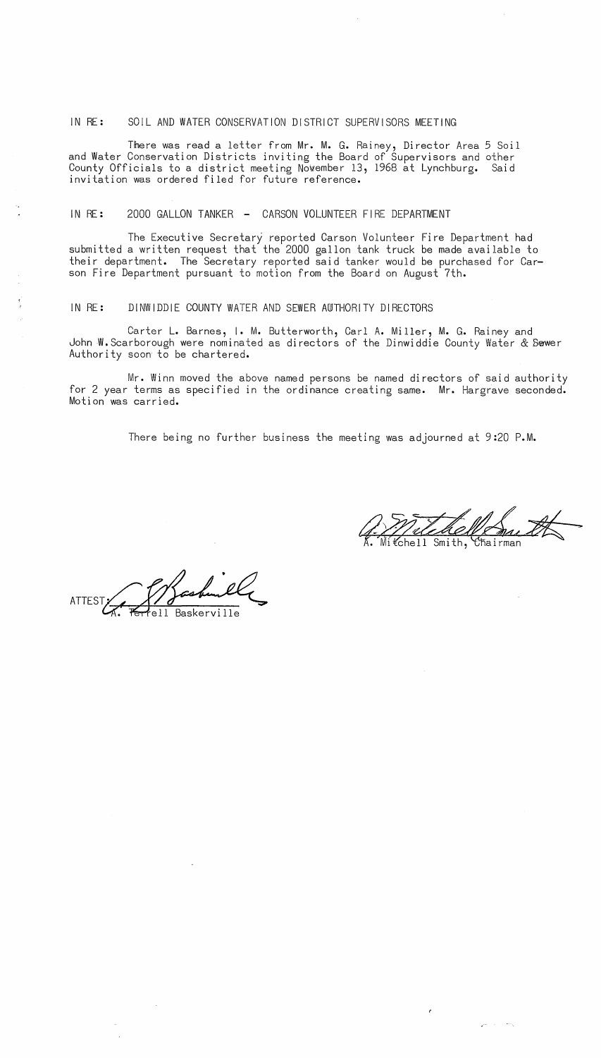IN RE: SOIL AND WATER CONSERVATION DISTRICT SUPERVISORS MEETING

There was read a letter from Mr. M. G. Rainey, Director Area 5 Soil and Water Conservation Districts inviting the Board of Supervisors and other County Officials to a district meeting November 13, 1968 at Lynchburg. Said invitation was ordered filed for future reference.

IN RE: 2000 GALLON TANKER - CARSON VOLUNTEER FIRE DEPARTMENT

The Executive Secretary reported Carson Volunteer Fire Department had submitted a written request that the 2000 gallon tank truck be made available to their department. The Secretary reported said tanker would be purchased for Carson Fire Department pursuant to motion from the Board on August 7th.

IN RE: DINWIDDIE COUNTY WATER AND SEWER AUTHORITY DIRECTORS

Carter L. Barnes, I. M. Butterworth, Carl A. Miller, M. G. Rainey and John W. Scarborough were nominated as directors of the Dinwiddie County Water & Sewer Authority soon to be chartered.

Mr. Winn moved the above named persons be named directors of said authority for 2 year terms as specified in the ordinance creating same. Mr. Hargrave seconded. Motion was carried.

There being no further business the meeting was adjourned at 9:20 P.M.

A. Mitchell Smith, Chairman

ATTEST: A. Terrell Baskerville